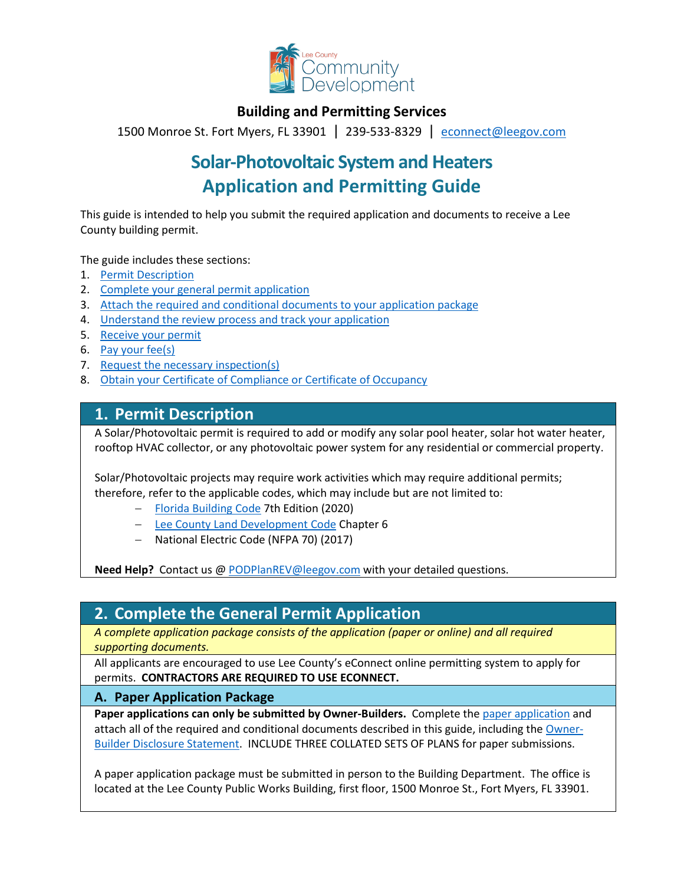Lee County Community Development

**Building and Permitting Services**

1500 Monroe St. Fort Myers, FL 33901 | 239-533-8329 | econnect@leegov.com

# Solar-Photovoltaic System and Heaters Application and Permitting Guide

This guide is intended to help you submit the required application and documents to receive a Lee County building permit.

The guide includes these sections:

1. Permit Description
2. Complete your general permit application
3. Attach the required and conditional documents to your application package
4. Understand the review process and track your application
5. Receive your permit
6. Pay your fee(s)
7. Request the necessary inspection(s)
8. Obtain your Certificate of Compliance or Certificate of Occupancy

## 1. Permit Description

A Solar/Photovoltaic permit is required to add or modify any solar pool heater, solar hot water heater, rooftop HVAC collector, or any photovoltaic power system for any residential or commercial property.

Solar/Photovoltaic projects may require work activities which may require additional permits; therefore, refer to the applicable codes, which may include but are not limited to:

- Florida Building Code 7th Edition (2020)
- Lee County Land Development Code Chapter 6
- National Electric Code (NFPA 70) (2017)

**Need Help?** Contact us @ PODPlanREV@leegov.com with your detailed questions.

## 2. Complete the General Permit Application

*A complete application package consists of the application (paper or online) and all required supporting documents.*

All applicants are encouraged to use Lee County's eConnect online permitting system to apply for permits. **CONTRACTORS ARE REQUIRED TO USE ECONNECT.**

### A. Paper Application Package

**Paper applications can only be submitted by Owner-Builders.** Complete the paper application and attach all of the required and conditional documents described in this guide, including the Owner-Builder Disclosure Statement. INCLUDE THREE COLLATED SETS OF PLANS for paper submissions.

A paper application package must be submitted in person to the Building Department. The office is located at the Lee County Public Works Building, first floor, 1500 Monroe St., Fort Myers, FL 33901.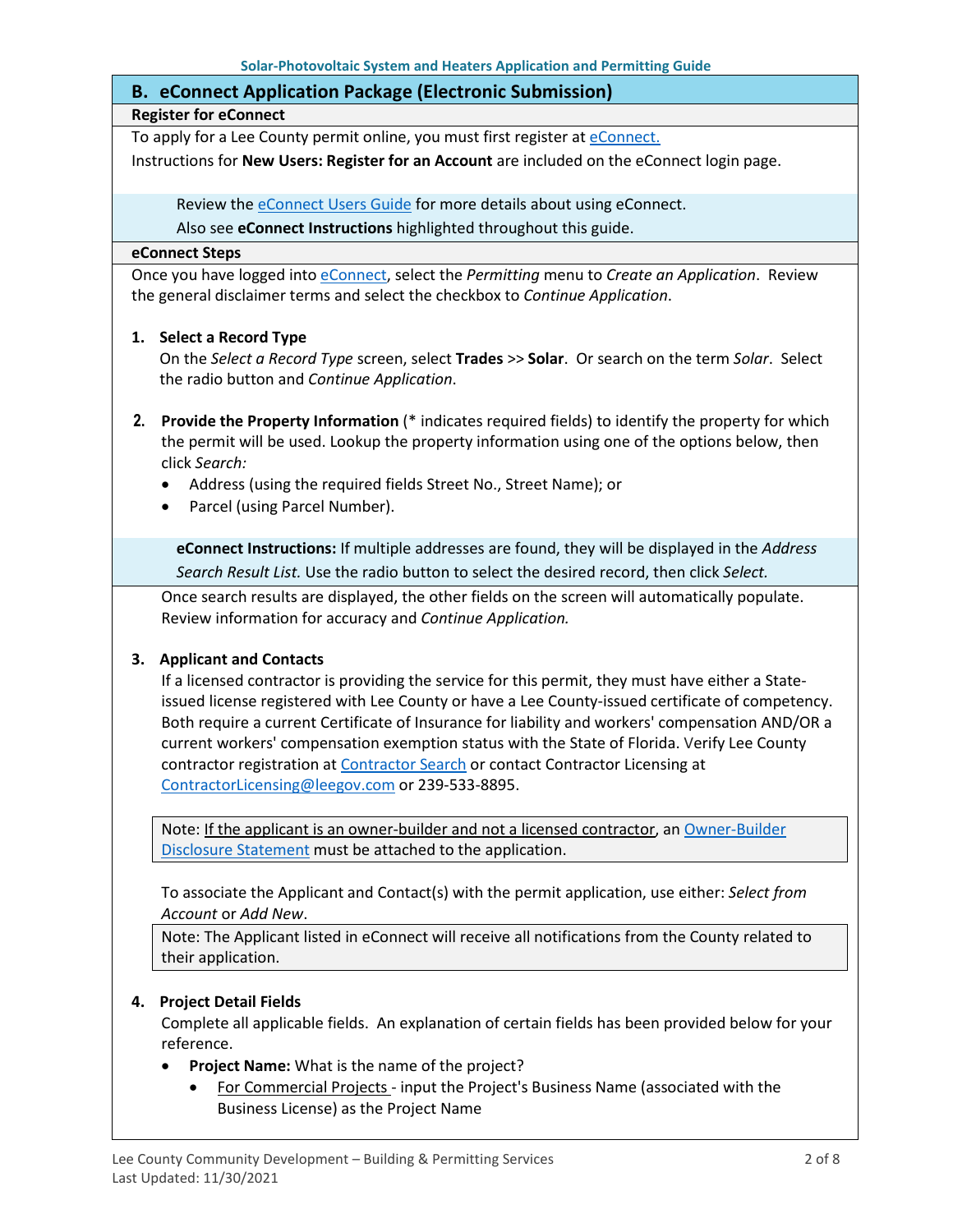## B. eConnect Application Package (Electronic Submission)

### Register for eConnect

To apply for a Lee County permit online, you must first register at eConnect.

Instructions for **New Users: Register for an Account** are included on the eConnect login page.

> Review the eConnect Users Guide for more details about using eConnect.
> Also see **eConnect Instructions** highlighted throughout this guide.

### eConnect Steps

Once you have logged into eConnect, select the *Permitting* menu to *Create an Application*. Review the general disclaimer terms and select the checkbox to *Continue Application*.

1. **Select a Record Type**
   On the *Select a Record Type* screen, select **Trades** >> **Solar**. Or search on the term *Solar*. Select the radio button and *Continue Application*.

2. **Provide the Property Information** (* indicates required fields) to identify the property for which the permit will be used. Lookup the property information using one of the options below, then click *Search:*
   - Address (using the required fields Street No., Street Name); or
   - Parcel (using Parcel Number).

   > **eConnect Instructions:** If multiple addresses are found, they will be displayed in the *Address Search Result List.* Use the radio button to select the desired record, then click *Select.*

   Once search results are displayed, the other fields on the screen will automatically populate. Review information for accuracy and *Continue Application.*

3. **Applicant and Contacts**
   If a licensed contractor is providing the service for this permit, they must have either a State-issued license registered with Lee County or have a Lee County-issued certificate of competency. Both require a current Certificate of Insurance for liability and workers' compensation AND/OR a current workers' compensation exemption status with the State of Florida. Verify Lee County contractor registration at Contractor Search or contact Contractor Licensing at ContractorLicensing@leegov.com or 239-533-8895.

   > Note: If the applicant is an owner-builder and not a licensed contractor, an Owner-Builder Disclosure Statement must be attached to the application.

   To associate the Applicant and Contact(s) with the permit application, use either: *Select from Account* or *Add New*.

   > Note: The Applicant listed in eConnect will receive all notifications from the County related to their application.

4. **Project Detail Fields**
   Complete all applicable fields. An explanation of certain fields has been provided below for your reference.
   - **Project Name:** What is the name of the project?
     - For Commercial Projects - input the Project's Business Name (associated with the Business License) as the Project Name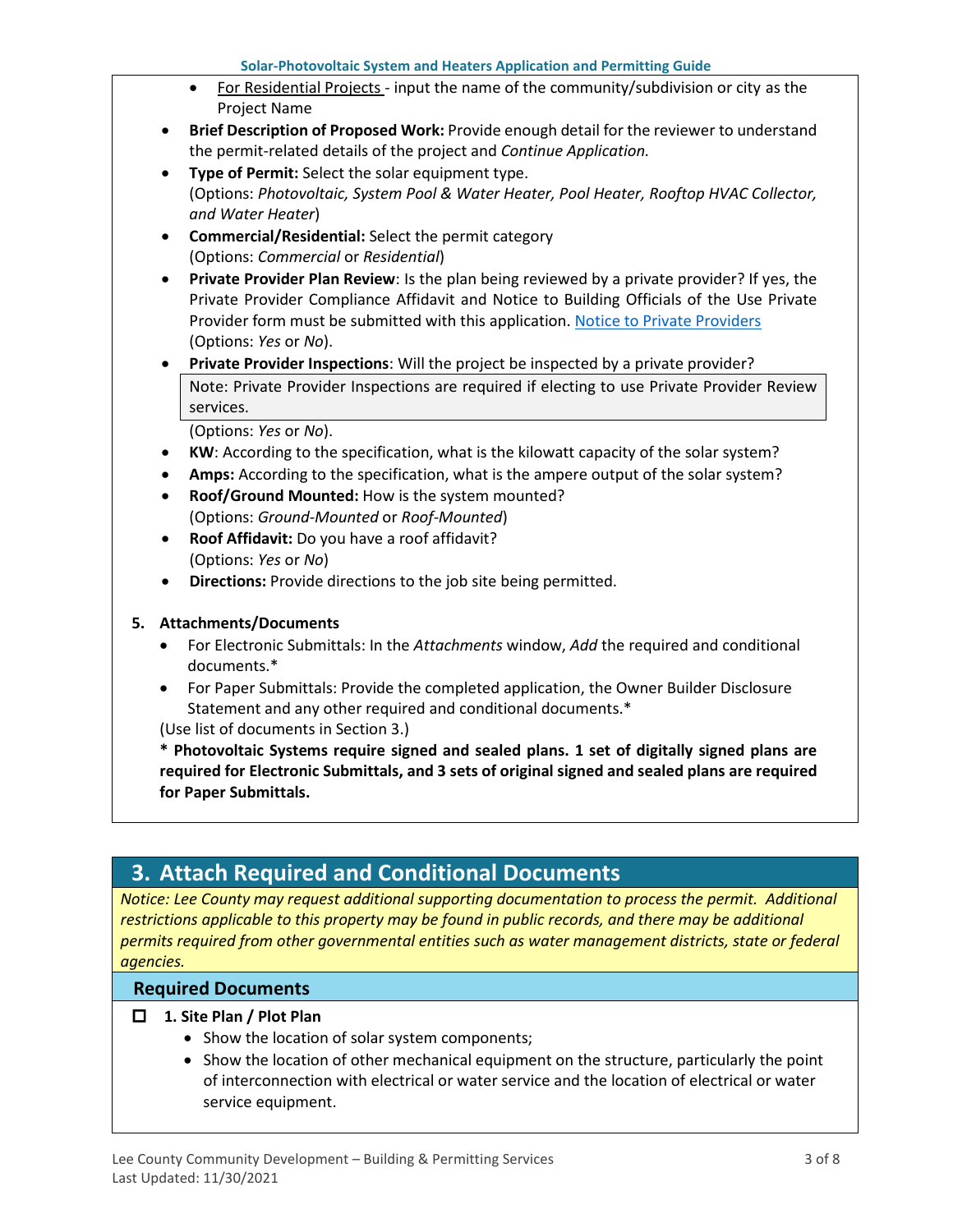- For Residential Projects - input the name of the community/subdivision or city as the Project Name

- **Brief Description of Proposed Work:** Provide enough detail for the reviewer to understand the permit-related details of the project and *Continue Application.*
- **Type of Permit:** Select the solar equipment type.
  (Options: *Photovoltaic, System Pool & Water Heater, Pool Heater, Rooftop HVAC Collector, and Water Heater*)
- **Commercial/Residential:** Select the permit category
  (Options: *Commercial* or *Residential*)
- **Private Provider Plan Review**: Is the plan being reviewed by a private provider? If yes, the Private Provider Compliance Affidavit and Notice to Building Officials of the Use Private Provider form must be submitted with this application. [Notice to Private Providers]
  (Options: *Yes* or *No*).
- **Private Provider Inspections**: Will the project be inspected by a private provider?

  Note: Private Provider Inspections are required if electing to use Private Provider Review services.

  (Options: *Yes* or *No*).
- **KW**: According to the specification, what is the kilowatt capacity of the solar system?
- **Amps:** According to the specification, what is the ampere output of the solar system?
- **Roof/Ground Mounted:** How is the system mounted?
  (Options: *Ground-Mounted* or *Roof-Mounted*)
- **Roof Affidavit:** Do you have a roof affidavit?
  (Options: *Yes* or *No*)
- **Directions:** Provide directions to the job site being permitted.

5. **Attachments/Documents**
   - For Electronic Submittals: In the *Attachments* window, *Add* the required and conditional documents.*
   - For Paper Submittals: Provide the completed application, the Owner Builder Disclosure Statement and any other required and conditional documents.*

   (Use list of documents in Section 3.)

   **\* Photovoltaic Systems require signed and sealed plans. 1 set of digitally signed plans are required for Electronic Submittals, and 3 sets of original signed and sealed plans are required for Paper Submittals.**

## 3. Attach Required and Conditional Documents

*Notice: Lee County may request additional supporting documentation to process the permit. Additional restrictions applicable to this property may be found in public records, and there may be additional permits required from other governmental entities such as water management districts, state or federal agencies.*

### Required Documents

- [ ] **1. Site Plan / Plot Plan**
  - Show the location of solar system components;
  - Show the location of other mechanical equipment on the structure, particularly the point of interconnection with electrical or water service and the location of electrical or water service equipment.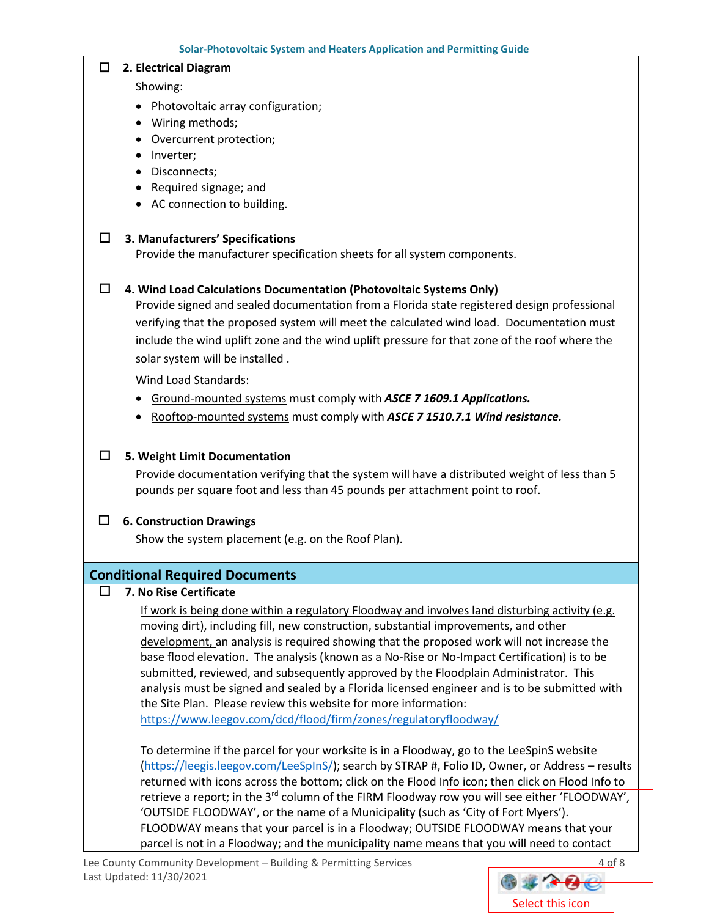- [ ] **2. Electrical Diagram**

  Showing:

  - Photovoltaic array configuration;
  - Wiring methods;
  - Overcurrent protection;
  - Inverter;
  - Disconnects;
  - Required signage; and
  - AC connection to building.

- [ ] **3. Manufacturers' Specifications**

  Provide the manufacturer specification sheets for all system components.

- [ ] **4. Wind Load Calculations Documentation (Photovoltaic Systems Only)**

  Provide signed and sealed documentation from a Florida state registered design professional verifying that the proposed system will meet the calculated wind load. Documentation must include the wind uplift zone and the wind uplift pressure for that zone of the roof where the solar system will be installed .

  Wind Load Standards:

  - Ground-mounted systems must comply with ***ASCE 7 1609.1 Applications.***
  - Rooftop-mounted systems must comply with ***ASCE 7 1510.7.1 Wind resistance.***

- [ ] **5. Weight Limit Documentation**

  Provide documentation verifying that the system will have a distributed weight of less than 5 pounds per square foot and less than 45 pounds per attachment point to roof.

- [ ] **6. Construction Drawings**

  Show the system placement (e.g. on the Roof Plan).

## Conditional Required Documents

- [ ] **7. No Rise Certificate**

  If work is being done within a regulatory Floodway and involves land disturbing activity (e.g. moving dirt), including fill, new construction, substantial improvements, and other development, an analysis is required showing that the proposed work will not increase the base flood elevation. The analysis (known as a No-Rise or No-Impact Certification) is to be submitted, reviewed, and subsequently approved by the Floodplain Administrator. This analysis must be signed and sealed by a Florida licensed engineer and is to be submitted with the Site Plan. Please review this website for more information: https://www.leegov.com/dcd/flood/firm/zones/regulatoryfloodway/

  To determine if the parcel for your worksite is in a Floodway, go to the LeeSpinS website (https://leegis.leegov.com/LeeSpInS/); search by STRAP #, Folio ID, Owner, or Address – results returned with icons across the bottom; click on the Flood Info icon; then click on Flood Info to retrieve a report; in the 3rd column of the FIRM Floodway row you will see either 'FLOODWAY', 'OUTSIDE FLOODWAY', or the name of a Municipality (such as 'City of Fort Myers'). FLOODWAY means that your parcel is in a Floodway; OUTSIDE FLOODWAY means that your parcel is not in a Floodway; and the municipality name means that you will need to contact

Select this icon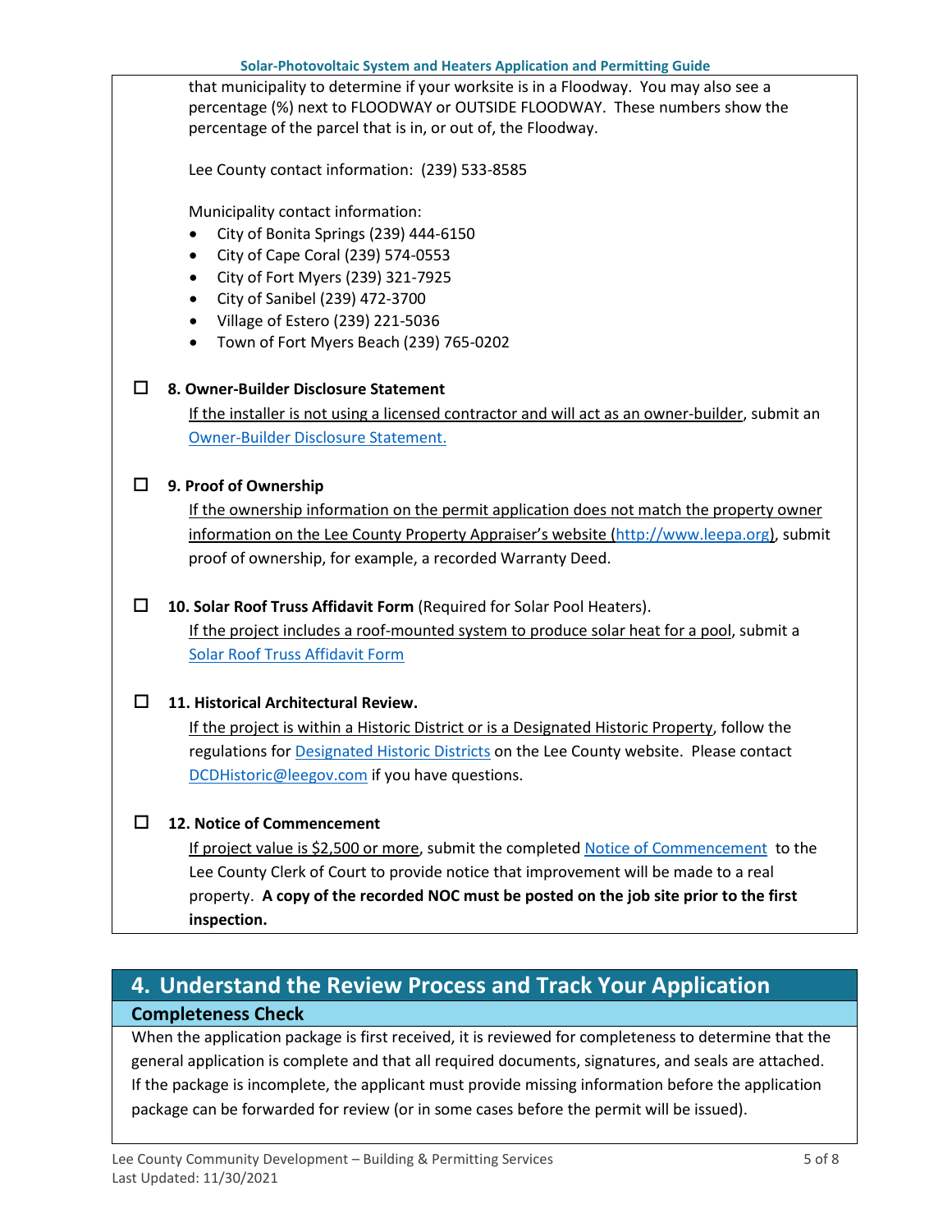that municipality to determine if your worksite is in a Floodway. You may also see a percentage (%) next to FLOODWAY or OUTSIDE FLOODWAY. These numbers show the percentage of the parcel that is in, or out of, the Floodway.

Lee County contact information: (239) 533-8585

Municipality contact information:

- City of Bonita Springs (239) 444-6150
- City of Cape Coral (239) 574-0553
- City of Fort Myers (239) 321-7925
- City of Sanibel (239) 472-3700
- Village of Estero (239) 221-5036
- Town of Fort Myers Beach (239) 765-0202

☐ **8. Owner-Builder Disclosure Statement**

If the installer is not using a licensed contractor and will act as an owner-builder, submit an Owner-Builder Disclosure Statement.

☐ **9. Proof of Ownership**

If the ownership information on the permit application does not match the property owner information on the Lee County Property Appraiser's website (http://www.leepa.org), submit proof of ownership, for example, a recorded Warranty Deed.

☐ **10. Solar Roof Truss Affidavit Form** (Required for Solar Pool Heaters).

If the project includes a roof-mounted system to produce solar heat for a pool, submit a Solar Roof Truss Affidavit Form

☐ **11. Historical Architectural Review.**

If the project is within a Historic District or is a Designated Historic Property, follow the regulations for Designated Historic Districts on the Lee County website. Please contact DCDHistoric@leegov.com if you have questions.

☐ **12. Notice of Commencement**

If project value is $2,500 or more, submit the completed Notice of Commencement to the Lee County Clerk of Court to provide notice that improvement will be made to a real property. **A copy of the recorded NOC must be posted on the job site prior to the first inspection.**

## 4. Understand the Review Process and Track Your Application

### Completeness Check

When the application package is first received, it is reviewed for completeness to determine that the general application is complete and that all required documents, signatures, and seals are attached. If the package is incomplete, the applicant must provide missing information before the application package can be forwarded for review (or in some cases before the permit will be issued).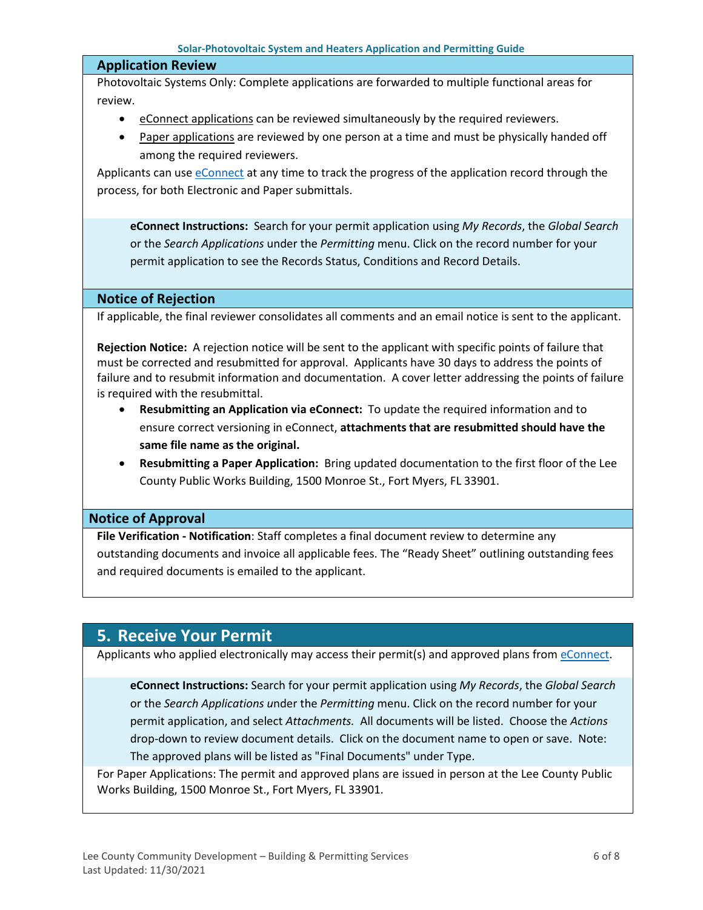## Application Review

Photovoltaic Systems Only: Complete applications are forwarded to multiple functional areas for review.

- eConnect applications can be reviewed simultaneously by the required reviewers.
- Paper applications are reviewed by one person at a time and must be physically handed off among the required reviewers.

Applicants can use eConnect at any time to track the progress of the application record through the process, for both Electronic and Paper submittals.

> **eConnect Instructions:** Search for your permit application using *My Records*, the *Global Search* or the *Search Applications* under the *Permitting* menu. Click on the record number for your permit application to see the Records Status, Conditions and Record Details.

## Notice of Rejection

If applicable, the final reviewer consolidates all comments and an email notice is sent to the applicant.

**Rejection Notice:** A rejection notice will be sent to the applicant with specific points of failure that must be corrected and resubmitted for approval. Applicants have 30 days to address the points of failure and to resubmit information and documentation. A cover letter addressing the points of failure is required with the resubmittal.

- **Resubmitting an Application via eConnect:** To update the required information and to ensure correct versioning in eConnect, **attachments that are resubmitted should have the same file name as the original.**
- **Resubmitting a Paper Application:** Bring updated documentation to the first floor of the Lee County Public Works Building, 1500 Monroe St., Fort Myers, FL 33901.

## Notice of Approval

**File Verification - Notification**: Staff completes a final document review to determine any outstanding documents and invoice all applicable fees. The "Ready Sheet" outlining outstanding fees and required documents is emailed to the applicant.

## 5. Receive Your Permit

Applicants who applied electronically may access their permit(s) and approved plans from eConnect.

> **eConnect Instructions:** Search for your permit application using *My Records*, the *Global Search* or the *Search Applications* under the *Permitting* menu. Click on the record number for your permit application, and select *Attachments.* All documents will be listed. Choose the *Actions* drop-down to review document details. Click on the document name to open or save. Note: The approved plans will be listed as "Final Documents" under Type.

For Paper Applications: The permit and approved plans are issued in person at the Lee County Public Works Building, 1500 Monroe St., Fort Myers, FL 33901.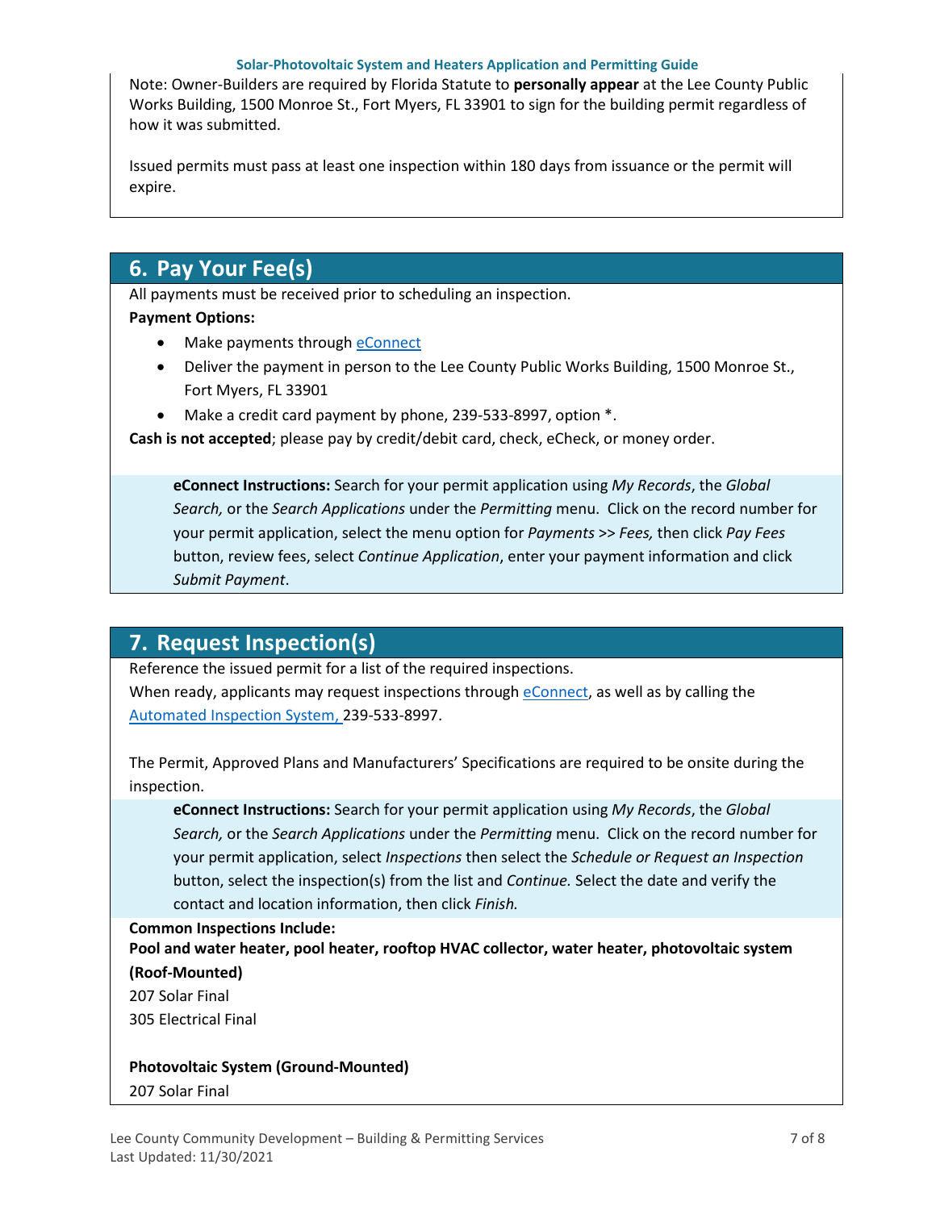Note: Owner-Builders are required by Florida Statute to **personally appear** at the Lee County Public Works Building, 1500 Monroe St., Fort Myers, FL 33901 to sign for the building permit regardless of how it was submitted.

Issued permits must pass at least one inspection within 180 days from issuance or the permit will expire.

## 6. Pay Your Fee(s)

All payments must be received prior to scheduling an inspection.

**Payment Options:**

- Make payments through eConnect
- Deliver the payment in person to the Lee County Public Works Building, 1500 Monroe St., Fort Myers, FL 33901
- Make a credit card payment by phone, 239-533-8997, option *.

**Cash is not accepted**; please pay by credit/debit card, check, eCheck, or money order.

**eConnect Instructions:** Search for your permit application using *My Records*, the *Global Search,* or the *Search Applications* under the *Permitting* menu. Click on the record number for your permit application, select the menu option for *Payments* >> *Fees,* then click *Pay Fees* button, review fees, select *Continue Application*, enter your payment information and click *Submit Payment*.

## 7. Request Inspection(s)

Reference the issued permit for a list of the required inspections.
When ready, applicants may request inspections through eConnect, as well as by calling the Automated Inspection System, 239-533-8997.

The Permit, Approved Plans and Manufacturers' Specifications are required to be onsite during the inspection.

**eConnect Instructions:** Search for your permit application using *My Records*, the *Global Search,* or the *Search Applications* under the *Permitting* menu. Click on the record number for your permit application, select *Inspections* then select the *Schedule or Request an Inspection* button, select the inspection(s) from the list and *Continue.* Select the date and verify the contact and location information, then click *Finish.*

**Common Inspections Include:**

**Pool and water heater, pool heater, rooftop HVAC collector, water heater, photovoltaic system (Roof-Mounted)**

207 Solar Final
305 Electrical Final

**Photovoltaic System (Ground-Mounted)**

207 Solar Final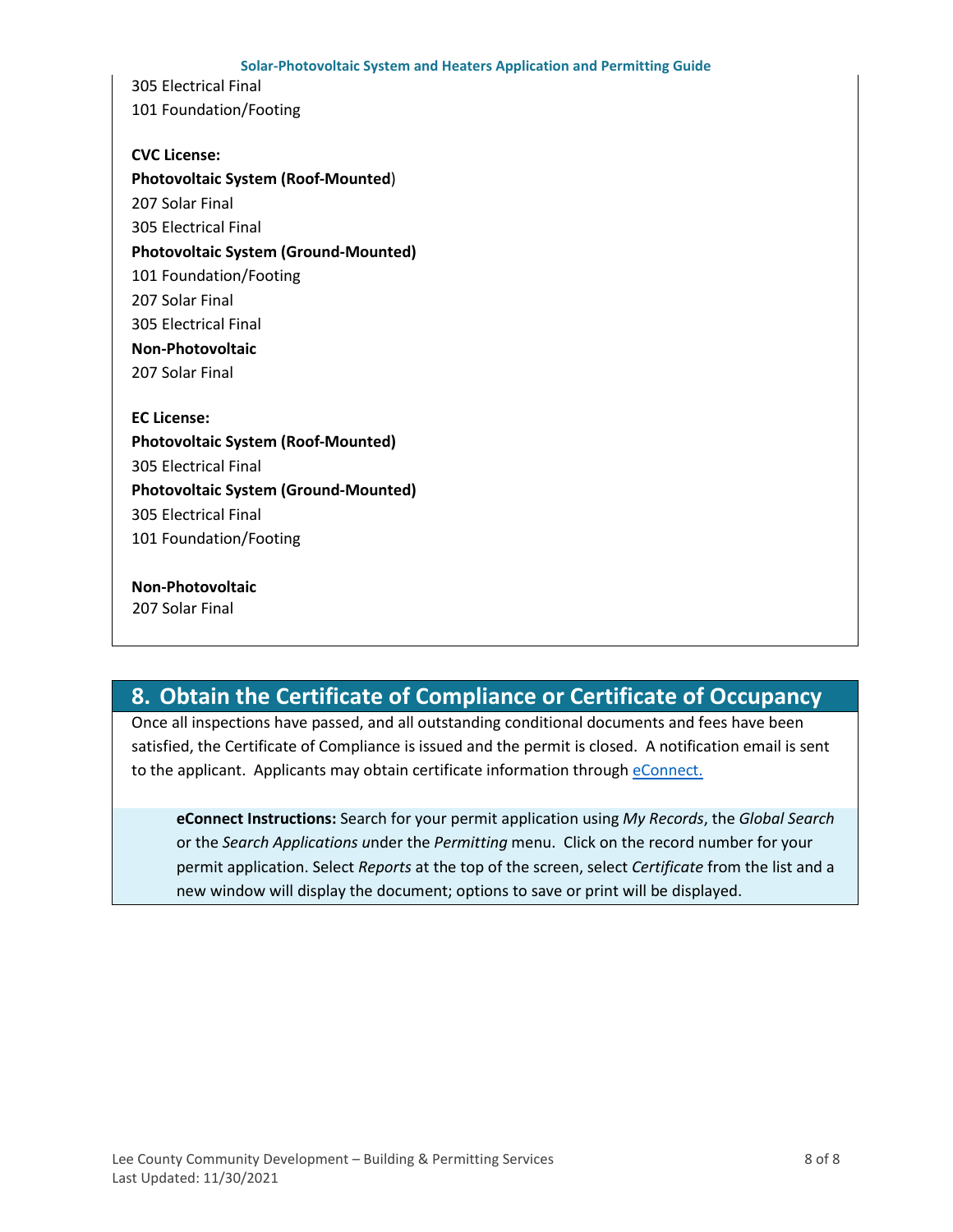305 Electrical Final
101 Foundation/Footing

**CVC License:**
**Photovoltaic System (Roof-Mounted**)
207 Solar Final
305 Electrical Final
**Photovoltaic System (Ground-Mounted)**
101 Foundation/Footing
207 Solar Final
305 Electrical Final
**Non-Photovoltaic**
207 Solar Final

**EC License:**
**Photovoltaic System (Roof-Mounted)**
305 Electrical Final
**Photovoltaic System (Ground-Mounted)**
305 Electrical Final
101 Foundation/Footing

**Non-Photovoltaic**
207 Solar Final

## 8. Obtain the Certificate of Compliance or Certificate of Occupancy

Once all inspections have passed, and all outstanding conditional documents and fees have been satisfied, the Certificate of Compliance is issued and the permit is closed. A notification email is sent to the applicant. Applicants may obtain certificate information through eConnect.

> **eConnect Instructions:** Search for your permit application using *My Records*, the *Global Search* or the *Search Applications u*nder the *Permitting* menu. Click on the record number for your permit application. Select *Reports* at the top of the screen, select *Certificate* from the list and a new window will display the document; options to save or print will be displayed.

Lee County Community Development – Building & Permitting Services
Last Updated: 11/30/2021